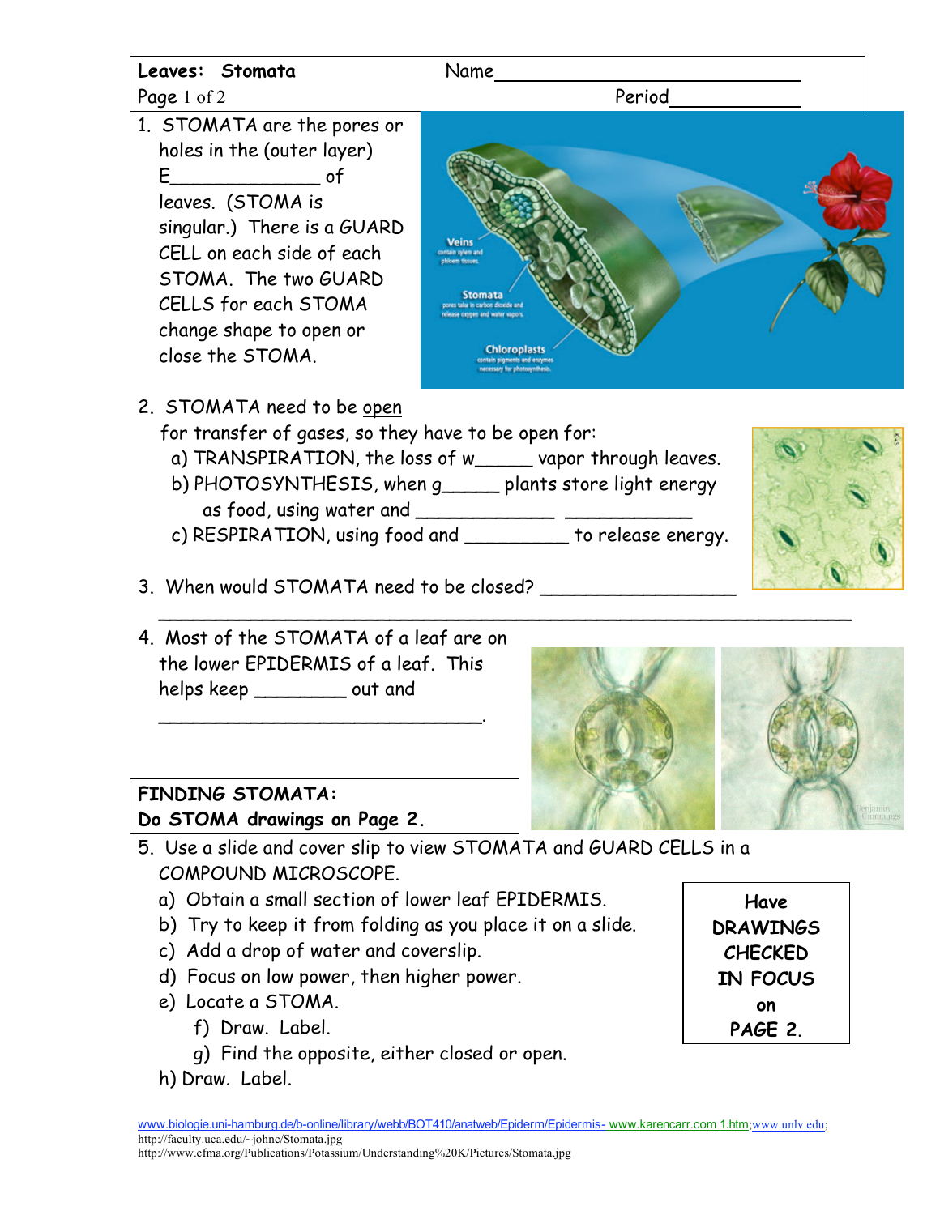**Leaves: Stomata** Name________________________________

Period____________

1. STOMATA are the pores or holes in the (outer layer) E_____________ of leaves. (STOMA is singular.) There is a GUARD CELL on each side of each STOMA. The two GUARD CELLS for each STOMA change shape to open or close the STOMA.

2. STOMATA need to be open for transfer of gases, so they have to be open for:
   a) TRANSPIRATION, the loss of w_____ vapor through leaves.
   b) PHOTOSYNTHESIS, when g_____ plants store light energy as food, using water and _____________ ___________
   c) RESPIRATION, using food and _________ to release energy.

3. When would STOMATA need to be closed? _________________
   _____________________________________________________________

4. Most of the STOMATA of a leaf are on the lower EPIDERMIS of a leaf. This helps keep ________ out and _____________________________.

**FINDING STOMATA:**
**Do STOMA drawings on Page 2.**

5. Use a slide and cover slip to view STOMATA and GUARD CELLS in a COMPOUND MICROSCOPE.
   a) Obtain a small section of lower leaf EPIDERMIS.
   b) Try to keep it from folding as you place it on a slide.
   c) Add a drop of water and coverslip.
   d) Focus on low power, then higher power.
   e) Locate a STOMA.
      f) Draw. Label.
      g) Find the opposite, either closed or open.
   h) Draw. Label.

**Have DRAWINGS CHECKED IN FOCUS on PAGE 2.**

www.biologie.uni-hamburg.de/b-online/library/webb/BOT410/anatweb/Epiderm/Epidermis- www.karencarr.com 1.htm;www.unlv.edu;
http://faculty.uca.edu/~johnc/Stomata.jpg
http://www.efma.org/Publications/Potassium/Understanding%20K/Pictures/Stomata.jpg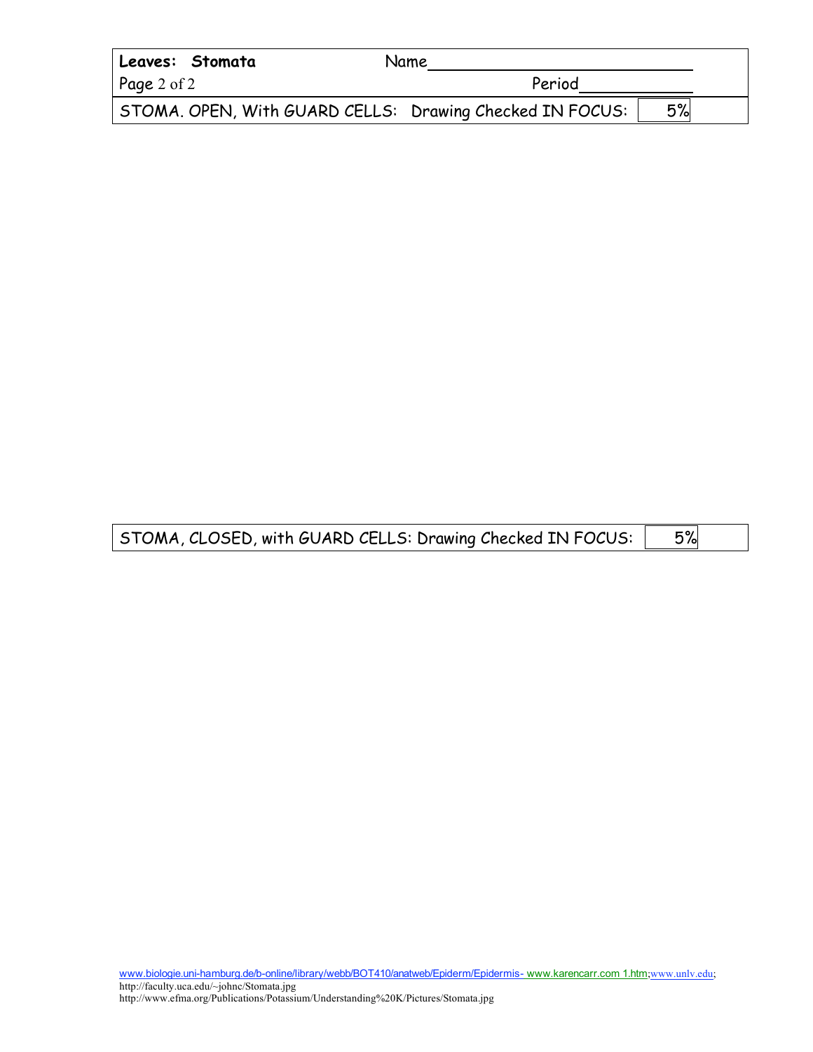| **Leaves: Stomata** | Name________________________ |
| --- | --- |
| Page 2 of 2 | Period__________ |

| STOMA. OPEN, With GUARD CELLS: Drawing Checked IN FOCUS: | 5% |
| --- | --- |

| STOMA, CLOSED, with GUARD CELLS: Drawing Checked IN FOCUS: | 5% |
| --- | --- |

www.biologie.uni-hamburg.de/b-online/library/webb/BOT410/anatweb/Epiderm/Epidermis- www.karencarr.com 1.htm;www.unlv.edu;
http://faculty.uca.edu/~johnc/Stomata.jpg
http://www.efma.org/Publications/Potassium/Understanding%20K/Pictures/Stomata.jpg